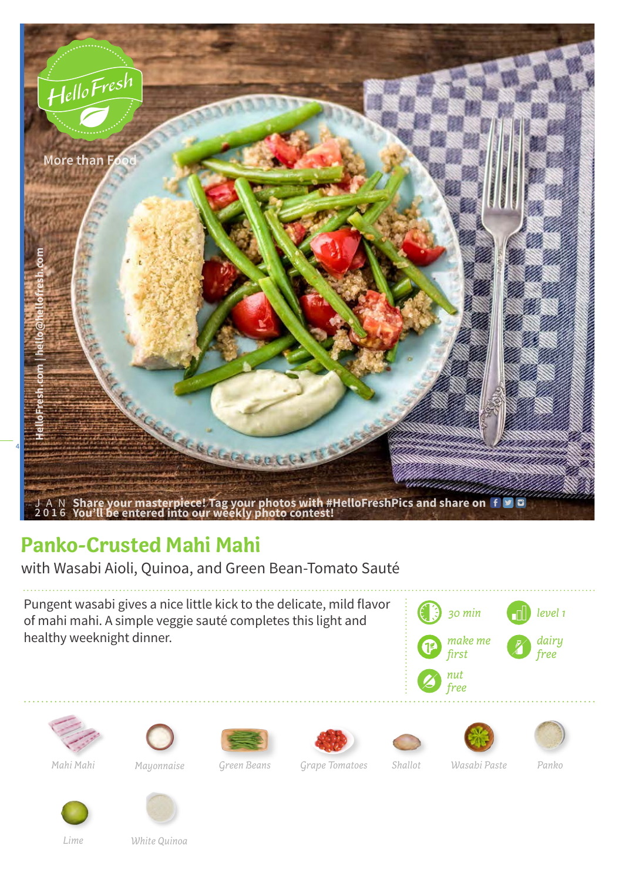HelloFresh

More than Food

HelloFresh.com | hello@hellofresh.com

JAN 2016 Share your masterpiece! Tag your photos with #HelloFreshPics and share on
You'll be entered into our weekly photo contest!

# Panko-Crusted Mahi Mahi

with Wasabi Aioli, Quinoa, and Green Bean-Tomato Sauté

Pungent wasabi gives a nice little kick to the delicate, mild flavor of mahi mahi. A simple veggie sauté completes this light and healthy weeknight dinner.

- *30 min*
- *level 1*
- *make me first*
- *dairy free*
- *nut free*

*Mahi Mahi*

*Mayonnaise*

*Green Beans*

*Grape Tomatoes*

*Shallot*

*Wasabi Paste*

*Panko*

*Lime*

*White Quinoa*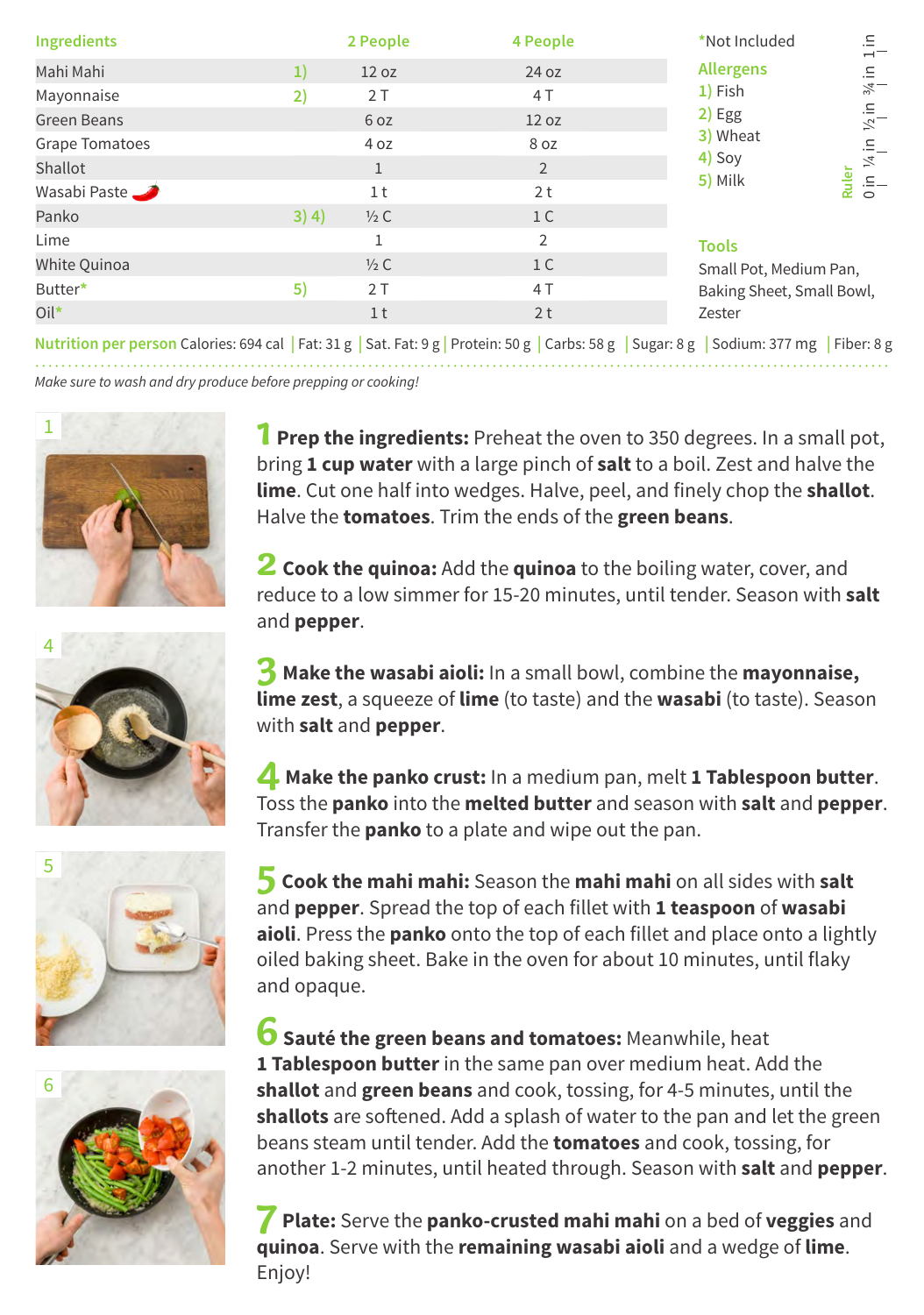| Ingredients | | 2 People | 4 People |
|---|---|---|---|
| Mahi Mahi | 1) | 12 oz | 24 oz |
| Mayonnaise | 2) | 2 T | 4 T |
| Green Beans | | 6 oz | 12 oz |
| Grape Tomatoes | | 4 oz | 8 oz |
| Shallot | | 1 | 2 |
| Wasabi Paste | | 1 t | 2 t |
| Panko | 3) 4) | ½ C | 1 C |
| Lime | | 1 | 2 |
| White Quinoa | | ½ C | 1 C |
| Butter* | 5) | 2 T | 4 T |
| Oil* | | 1 t | 2 t |

*Not Included

**Allergens**
1) Fish
2) Egg
3) Wheat
4) Soy
5) Milk

Ruler: 0 in, ¼ in, ½ in, ¾ in, 1 in

**Tools**
Small Pot, Medium Pan, Baking Sheet, Small Bowl, Zester

**Nutrition per person** Calories: 694 cal | Fat: 31 g | Sat. Fat: 9 g | Protein: 50 g | Carbs: 58 g | Sugar: 8 g | Sodium: 377 mg | Fiber: 8 g

*Make sure to wash and dry produce before prepping or cooking!*

1 **Prep the ingredients:** Preheat the oven to 350 degrees. In a small pot, bring **1 cup water** with a large pinch of **salt** to a boil. Zest and halve the **lime**. Cut one half into wedges. Halve, peel, and finely chop the **shallot**. Halve the **tomatoes**. Trim the ends of the **green beans**.

2 **Cook the quinoa:** Add the **quinoa** to the boiling water, cover, and reduce to a low simmer for 15-20 minutes, until tender. Season with **salt** and **pepper**.

3 **Make the wasabi aioli:** In a small bowl, combine the **mayonnaise, lime zest**, a squeeze of **lime** (to taste) and the **wasabi** (to taste). Season with **salt** and **pepper**.

4 **Make the panko crust:** In a medium pan, melt **1 Tablespoon butter**. Toss the **panko** into the **melted butter** and season with **salt** and **pepper**. Transfer the **panko** to a plate and wipe out the pan.

5 **Cook the mahi mahi:** Season the **mahi mahi** on all sides with **salt** and **pepper**. Spread the top of each fillet with **1 teaspoon** of **wasabi aioli**. Press the **panko** onto the top of each fillet and place onto a lightly oiled baking sheet. Bake in the oven for about 10 minutes, until flaky and opaque.

6 **Sauté the green beans and tomatoes:** Meanwhile, heat **1 Tablespoon butter** in the same pan over medium heat. Add the **shallot** and **green beans** and cook, tossing, for 4-5 minutes, until the **shallots** are softened. Add a splash of water to the pan and let the green beans steam until tender. Add the **tomatoes** and cook, tossing, for another 1-2 minutes, until heated through. Season with **salt** and **pepper**.

7 **Plate:** Serve the **panko-crusted mahi mahi** on a bed of **veggies** and **quinoa**. Serve with the **remaining wasabi aioli** and a wedge of **lime**. Enjoy!